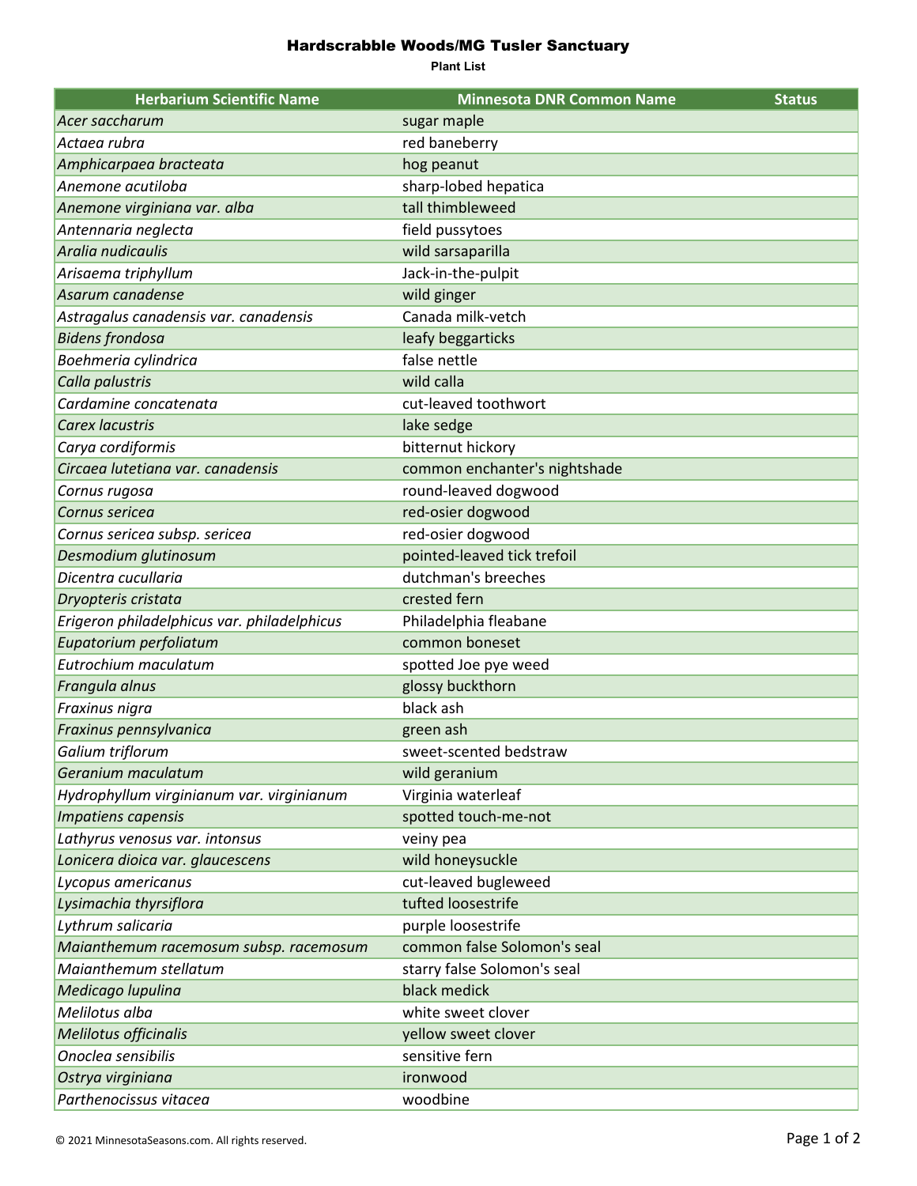# Hardscrabble Woods/MG Tusler Sanctuary

**Plant List**

| Herbarium Scientific Name | Minnesota DNR Common Name | Status |
|---|---|---|
| *Acer saccharum* | sugar maple | |
| *Actaea rubra* | red baneberry | |
| *Amphicarpaea bracteata* | hog peanut | |
| *Anemone acutiloba* | sharp-lobed hepatica | |
| *Anemone virginiana var. alba* | tall thimbleweed | |
| *Antennaria neglecta* | field pussytoes | |
| *Aralia nudicaulis* | wild sarsaparilla | |
| *Arisaema triphyllum* | Jack-in-the-pulpit | |
| *Asarum canadense* | wild ginger | |
| *Astragalus canadensis var. canadensis* | Canada milk-vetch | |
| *Bidens frondosa* | leafy beggarticks | |
| *Boehmeria cylindrica* | false nettle | |
| *Calla palustris* | wild calla | |
| *Cardamine concatenata* | cut-leaved toothwort | |
| *Carex lacustris* | lake sedge | |
| *Carya cordiformis* | bitternut hickory | |
| *Circaea lutetiana var. canadensis* | common enchanter's nightshade | |
| *Cornus rugosa* | round-leaved dogwood | |
| *Cornus sericea* | red-osier dogwood | |
| *Cornus sericea subsp. sericea* | red-osier dogwood | |
| *Desmodium glutinosum* | pointed-leaved tick trefoil | |
| *Dicentra cucullaria* | dutchman's breeches | |
| *Dryopteris cristata* | crested fern | |
| *Erigeron philadelphicus var. philadelphicus* | Philadelphia fleabane | |
| *Eupatorium perfoliatum* | common boneset | |
| *Eutrochium maculatum* | spotted Joe pye weed | |
| *Frangula alnus* | glossy buckthorn | |
| *Fraxinus nigra* | black ash | |
| *Fraxinus pennsylvanica* | green ash | |
| *Galium triflorum* | sweet-scented bedstraw | |
| *Geranium maculatum* | wild geranium | |
| *Hydrophyllum virginianum var. virginianum* | Virginia waterleaf | |
| *Impatiens capensis* | spotted touch-me-not | |
| *Lathyrus venosus var. intonsus* | veiny pea | |
| *Lonicera dioica var. glaucescens* | wild honeysuckle | |
| *Lycopus americanus* | cut-leaved bugleweed | |
| *Lysimachia thyrsiflora* | tufted loosestrife | |
| *Lythrum salicaria* | purple loosestrife | |
| *Maianthemum racemosum subsp. racemosum* | common false Solomon's seal | |
| *Maianthemum stellatum* | starry false Solomon's seal | |
| *Medicago lupulina* | black medick | |
| *Melilotus alba* | white sweet clover | |
| *Melilotus officinalis* | yellow sweet clover | |
| *Onoclea sensibilis* | sensitive fern | |
| *Ostrya virginiana* | ironwood | |
| *Parthenocissus vitacea* | woodbine | |

© 2021 MinnesotaSeasons.com. All rights reserved.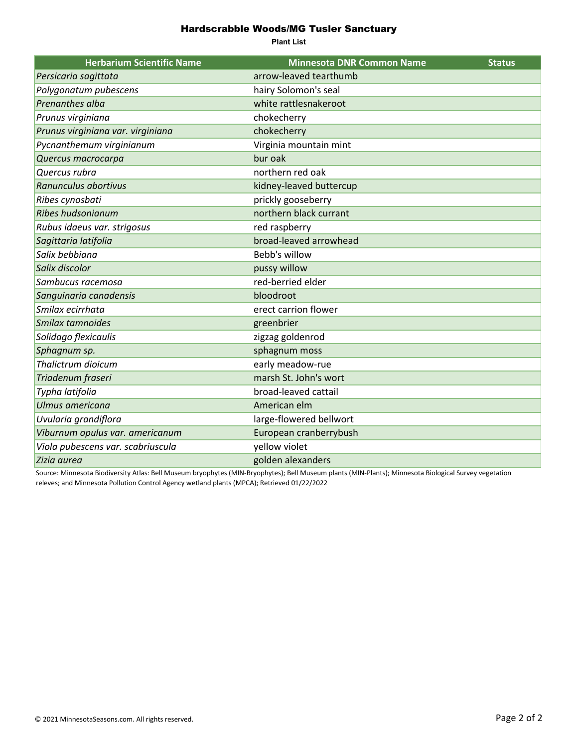# Hardscrabble Woods/MG Tusler Sanctuary

**Plant List**

| Herbarium Scientific Name | Minnesota DNR Common Name | Status |
|---|---|---|
| *Persicaria sagittata* | arrow-leaved tearthumb | |
| *Polygonatum pubescens* | hairy Solomon's seal | |
| *Prenanthes alba* | white rattlesnakeroot | |
| *Prunus virginiana* | chokecherry | |
| *Prunus virginiana var. virginiana* | chokecherry | |
| *Pycnanthemum virginianum* | Virginia mountain mint | |
| *Quercus macrocarpa* | bur oak | |
| *Quercus rubra* | northern red oak | |
| *Ranunculus abortivus* | kidney-leaved buttercup | |
| *Ribes cynosbati* | prickly gooseberry | |
| *Ribes hudsonianum* | northern black currant | |
| *Rubus idaeus var. strigosus* | red raspberry | |
| *Sagittaria latifolia* | broad-leaved arrowhead | |
| *Salix bebbiana* | Bebb's willow | |
| *Salix discolor* | pussy willow | |
| *Sambucus racemosa* | red-berried elder | |
| *Sanguinaria canadensis* | bloodroot | |
| *Smilax ecirrhata* | erect carrion flower | |
| *Smilax tamnoides* | greenbrier | |
| *Solidago flexicaulis* | zigzag goldenrod | |
| *Sphagnum sp.* | sphagnum moss | |
| *Thalictrum dioicum* | early meadow-rue | |
| *Triadenum fraseri* | marsh St. John's wort | |
| *Typha latifolia* | broad-leaved cattail | |
| *Ulmus americana* | American elm | |
| *Uvularia grandiflora* | large-flowered bellwort | |
| *Viburnum opulus var. americanum* | European cranberrybush | |
| *Viola pubescens var. scabriuscula* | yellow violet | |
| *Zizia aurea* | golden alexanders | |

Source: Minnesota Biodiversity Atlas: Bell Museum bryophytes (MIN-Bryophytes); Bell Museum plants (MIN-Plants); Minnesota Biological Survey vegetation releves; and Minnesota Pollution Control Agency wetland plants (MPCA); Retrieved 01/22/2022

© 2021 MinnesotaSeasons.com. All rights reserved.